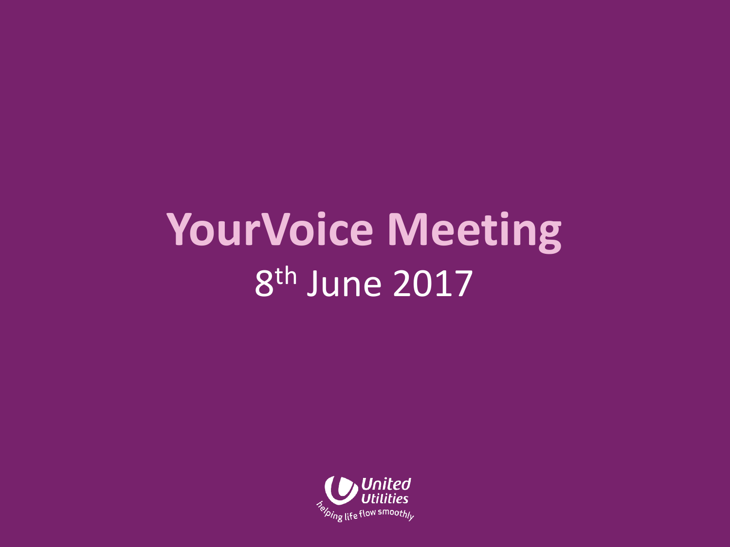# YourVoice Meeting

8th June 2017

United Utilities

helping life flow smoothly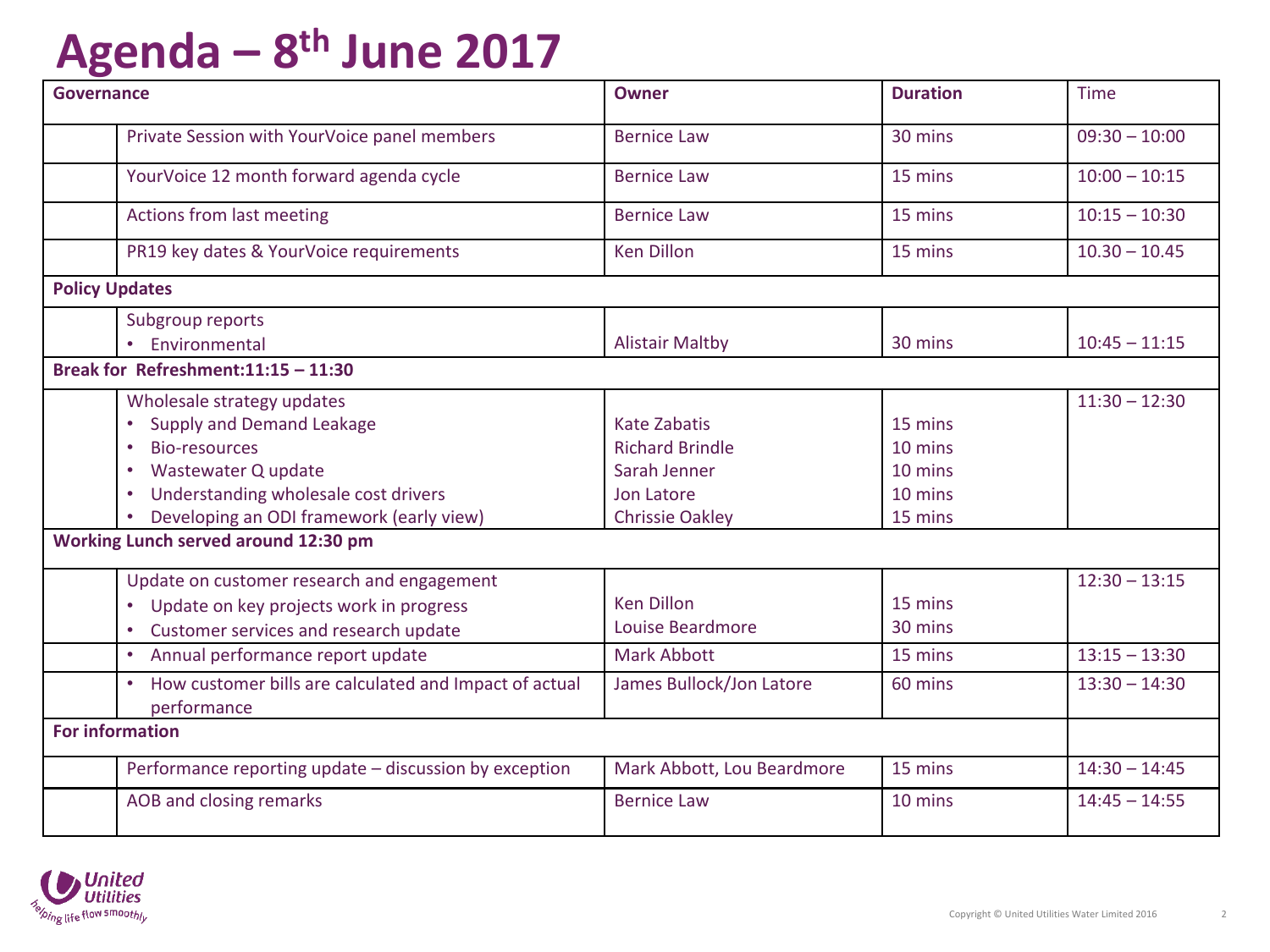# Agenda – 8th June 2017

| Governance | | Owner | Duration | Time |
|---|---|---|---|---|
| | Private Session with YourVoice panel members | Bernice Law | 30 mins | 09:30 – 10:00 |
| | YourVoice 12 month forward agenda cycle | Bernice Law | 15 mins | 10:00 – 10:15 |
| | Actions from last meeting | Bernice Law | 15 mins | 10:15 – 10:30 |
| | PR19 key dates & YourVoice requirements | Ken Dillon | 15 mins | 10.30 – 10.45 |
| **Policy Updates** | | | | |
| | Subgroup reports<br>• Environmental | Alistair Maltby | 30 mins | 10:45 – 11:15 |
| **Break for Refreshment:11:15 – 11:30** | | | | |
| | Wholesale strategy updates<br>• Supply and Demand Leakage<br>• Bio-resources<br>• Wastewater Q update<br>• Understanding wholesale cost drivers<br>• Developing an ODI framework (early view) | Kate Zabatis<br>Richard Brindle<br>Sarah Jenner<br>Jon Latore<br>Chrissie Oakley | 15 mins<br>10 mins<br>10 mins<br>10 mins<br>15 mins | 11:30 – 12:30 |
| **Working Lunch served around 12:30 pm** | | | | |
| | Update on customer research and engagement<br>• Update on key projects work in progress<br>• Customer services and research update | Ken Dillon<br>Louise Beardmore | 15 mins<br>30 mins | 12:30 – 13:15 |
| | • Annual performance report update | Mark Abbott | 15 mins | 13:15 – 13:30 |
| | • How customer bills are calculated and Impact of actual performance | James Bullock/Jon Latore | 60 mins | 13:30 – 14:30 |
| **For information** | | | | |
| | Performance reporting update – discussion by exception | Mark Abbott, Lou Beardmore | 15 mins | 14:30 – 14:45 |
| | AOB and closing remarks | Bernice Law | 10 mins | 14:45 – 14:55 |

United Utilities helping life flow smoothly

Copyright © United Utilities Water Limited 2016